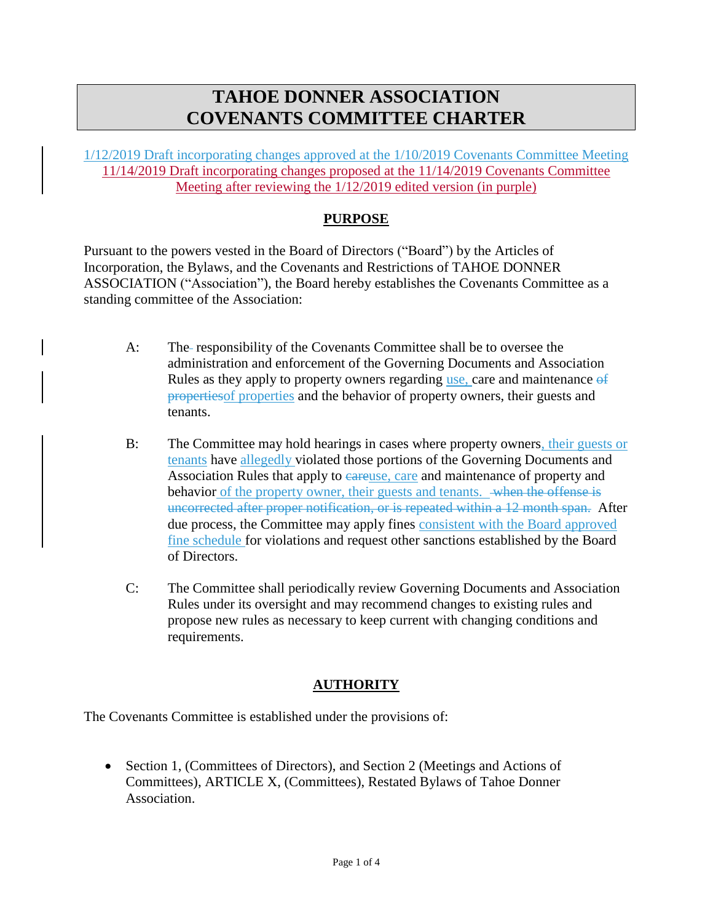# TAHOE DONNER ASSOCIATION
# COVENANTS COMMITTEE CHARTER

1/12/2019 Draft incorporating changes approved at the 1/10/2019 Covenants Committee Meeting
11/14/2019 Draft incorporating changes proposed at the 11/14/2019 Covenants Committee Meeting after reviewing the 1/12/2019 edited version (in purple)

## PURPOSE

Pursuant to the powers vested in the Board of Directors ("Board") by the Articles of Incorporation, the Bylaws, and the Covenants and Restrictions of TAHOE DONNER ASSOCIATION ("Association"), the Board hereby establishes the Covenants Committee as a standing committee of the Association:

A: The responsibility of the Covenants Committee shall be to oversee the administration and enforcement of the Governing Documents and Association Rules as they apply to property owners regarding use, care and maintenance ~~of properties~~of properties and the behavior of property owners, their guests and tenants.

B: The Committee may hold hearings in cases where property owners, their guests or tenants have allegedly violated those portions of the Governing Documents and Association Rules that apply to ~~care~~use, care and maintenance of property and behavior of the property owner, their guests and tenants. ~~when the offense is uncorrected after proper notification, or is repeated within a 12 month span.~~ After due process, the Committee may apply fines consistent with the Board approved fine schedule for violations and request other sanctions established by the Board of Directors.

C: The Committee shall periodically review Governing Documents and Association Rules under its oversight and may recommend changes to existing rules and propose new rules as necessary to keep current with changing conditions and requirements.

## AUTHORITY

The Covenants Committee is established under the provisions of:

- Section 1, (Committees of Directors), and Section 2 (Meetings and Actions of Committees), ARTICLE X, (Committees), Restated Bylaws of Tahoe Donner Association.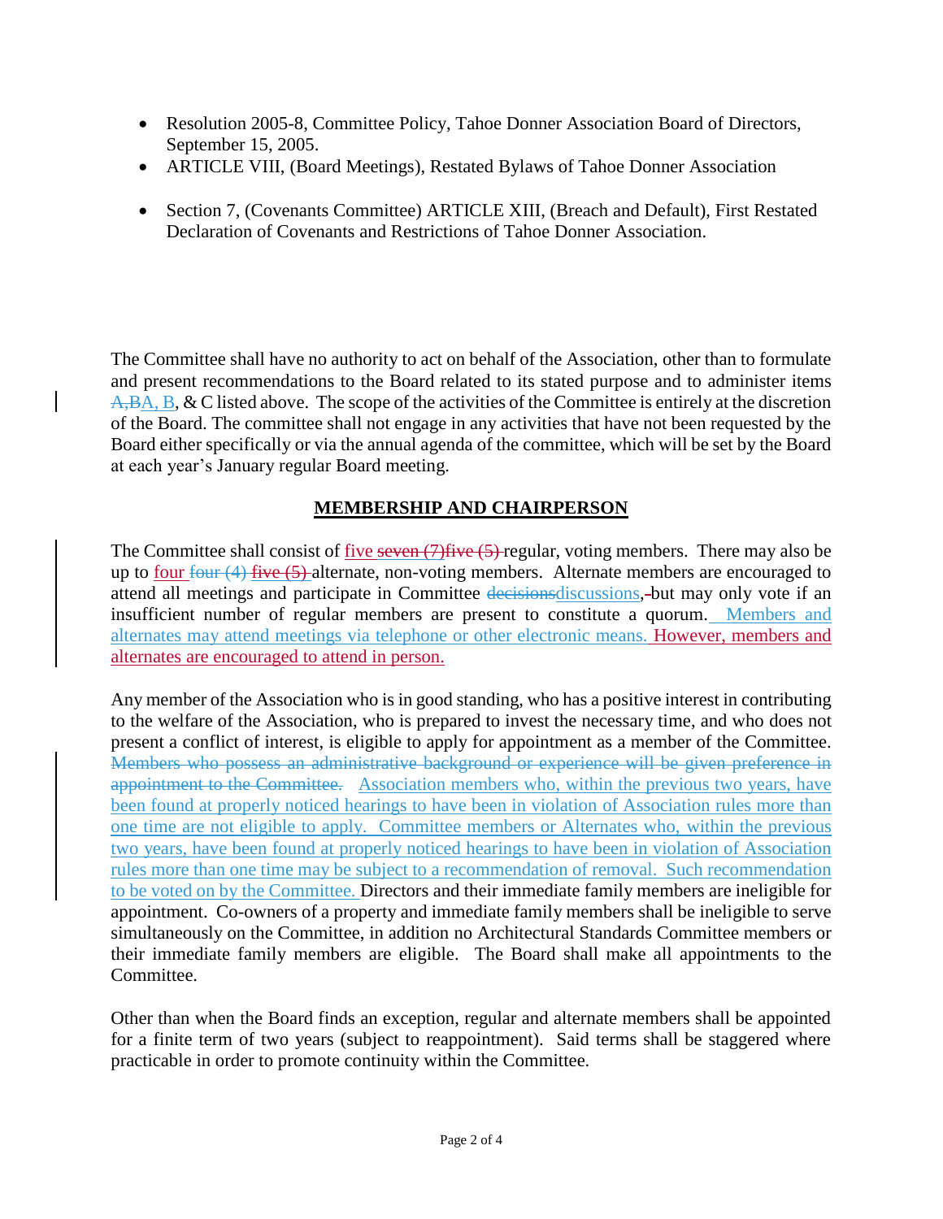- Resolution 2005-8, Committee Policy, Tahoe Donner Association Board of Directors, September 15, 2005.
- ARTICLE VIII, (Board Meetings), Restated Bylaws of Tahoe Donner Association
- Section 7, (Covenants Committee) ARTICLE XIII, (Breach and Default), First Restated Declaration of Covenants and Restrictions of Tahoe Donner Association.

The Committee shall have no authority to act on behalf of the Association, other than to formulate and present recommendations to the Board related to its stated purpose and to administer items ~~A,B~~A, B, & C listed above. The scope of the activities of the Committee is entirely at the discretion of the Board. The committee shall not engage in any activities that have not been requested by the Board either specifically or via the annual agenda of the committee, which will be set by the Board at each year's January regular Board meeting.

## MEMBERSHIP AND CHAIRPERSON

The Committee shall consist of five ~~seven (7)five (5)~~ regular, voting members. There may also be up to four ~~four (4) five (5)~~ alternate, non-voting members. Alternate members are encouraged to attend all meetings and participate in Committee ~~decisions~~discussions, but may only vote if an insufficient number of regular members are present to constitute a quorum. Members and alternates may attend meetings via telephone or other electronic means. However, members and alternates are encouraged to attend in person.

Any member of the Association who is in good standing, who has a positive interest in contributing to the welfare of the Association, who is prepared to invest the necessary time, and who does not present a conflict of interest, is eligible to apply for appointment as a member of the Committee. ~~Members who possess an administrative background or experience will be given preference in appointment to the Committee.~~ Association members who, within the previous two years, have been found at properly noticed hearings to have been in violation of Association rules more than one time are not eligible to apply. Committee members or Alternates who, within the previous two years, have been found at properly noticed hearings to have been in violation of Association rules more than one time may be subject to a recommendation of removal. Such recommendation to be voted on by the Committee. Directors and their immediate family members are ineligible for appointment. Co-owners of a property and immediate family members shall be ineligible to serve simultaneously on the Committee, in addition no Architectural Standards Committee members or their immediate family members are eligible. The Board shall make all appointments to the Committee.

Other than when the Board finds an exception, regular and alternate members shall be appointed for a finite term of two years (subject to reappointment). Said terms shall be staggered where practicable in order to promote continuity within the Committee.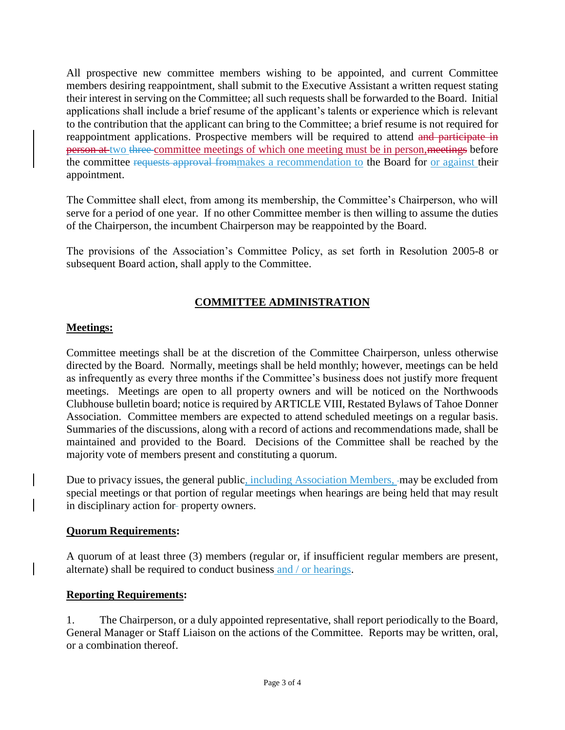All prospective new committee members wishing to be appointed, and current Committee members desiring reappointment, shall submit to the Executive Assistant a written request stating their interest in serving on the Committee; all such requests shall be forwarded to the Board. Initial applications shall include a brief resume of the applicant's talents or experience which is relevant to the contribution that the applicant can bring to the Committee; a brief resume is not required for reappointment applications. Prospective members will be required to attend ~~and participate in person at~~ two ~~three~~ committee meetings of which one meeting must be in person,~~meetings~~ before the committee ~~requests approval from~~makes a recommendation to the Board for or against their appointment.

The Committee shall elect, from among its membership, the Committee's Chairperson, who will serve for a period of one year. If no other Committee member is then willing to assume the duties of the Chairperson, the incumbent Chairperson may be reappointed by the Board.

The provisions of the Association's Committee Policy, as set forth in Resolution 2005-8 or subsequent Board action, shall apply to the Committee.

## COMMITTEE ADMINISTRATION

**Meetings:**

Committee meetings shall be at the discretion of the Committee Chairperson, unless otherwise directed by the Board. Normally, meetings shall be held monthly; however, meetings can be held as infrequently as every three months if the Committee's business does not justify more frequent meetings. Meetings are open to all property owners and will be noticed on the Northwoods Clubhouse bulletin board; notice is required by ARTICLE VIII, Restated Bylaws of Tahoe Donner Association. Committee members are expected to attend scheduled meetings on a regular basis. Summaries of the discussions, along with a record of actions and recommendations made, shall be maintained and provided to the Board. Decisions of the Committee shall be reached by the majority vote of members present and constituting a quorum.

Due to privacy issues, the general public, including Association Members, may be excluded from special meetings or that portion of regular meetings when hearings are being held that may result in disciplinary action for property owners.

**Quorum Requirements:**

A quorum of at least three (3) members (regular or, if insufficient regular members are present, alternate) shall be required to conduct business and / or hearings.

**Reporting Requirements:**

1. The Chairperson, or a duly appointed representative, shall report periodically to the Board, General Manager or Staff Liaison on the actions of the Committee. Reports may be written, oral, or a combination thereof.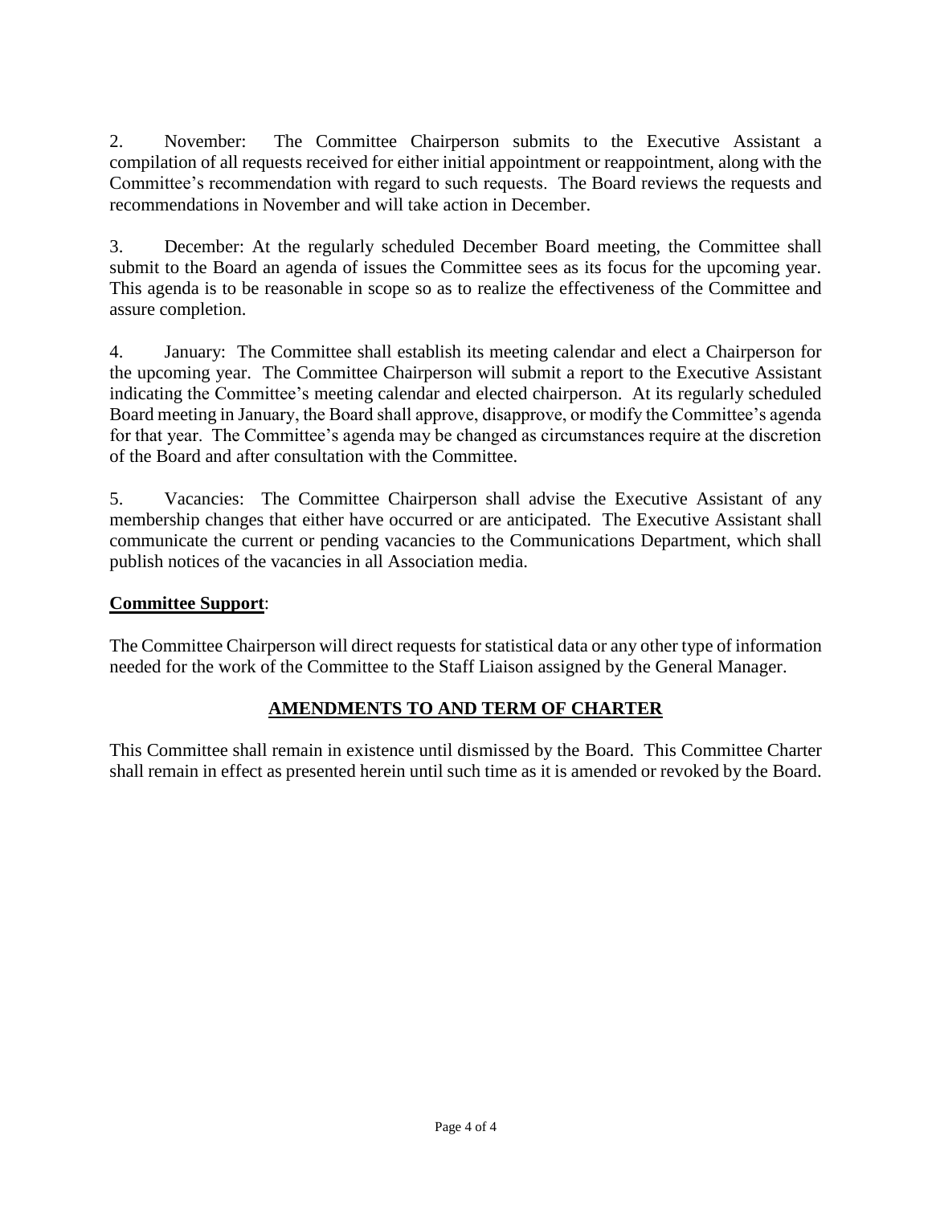2. November: The Committee Chairperson submits to the Executive Assistant a compilation of all requests received for either initial appointment or reappointment, along with the Committee's recommendation with regard to such requests. The Board reviews the requests and recommendations in November and will take action in December.

3. December: At the regularly scheduled December Board meeting, the Committee shall submit to the Board an agenda of issues the Committee sees as its focus for the upcoming year. This agenda is to be reasonable in scope so as to realize the effectiveness of the Committee and assure completion.

4. January: The Committee shall establish its meeting calendar and elect a Chairperson for the upcoming year. The Committee Chairperson will submit a report to the Executive Assistant indicating the Committee's meeting calendar and elected chairperson. At its regularly scheduled Board meeting in January, the Board shall approve, disapprove, or modify the Committee's agenda for that year. The Committee's agenda may be changed as circumstances require at the discretion of the Board and after consultation with the Committee.

5. Vacancies: The Committee Chairperson shall advise the Executive Assistant of any membership changes that either have occurred or are anticipated. The Executive Assistant shall communicate the current or pending vacancies to the Communications Department, which shall publish notices of the vacancies in all Association media.

**Committee Support**:

The Committee Chairperson will direct requests for statistical data or any other type of information needed for the work of the Committee to the Staff Liaison assigned by the General Manager.

## AMENDMENTS TO AND TERM OF CHARTER

This Committee shall remain in existence until dismissed by the Board. This Committee Charter shall remain in effect as presented herein until such time as it is amended or revoked by the Board.